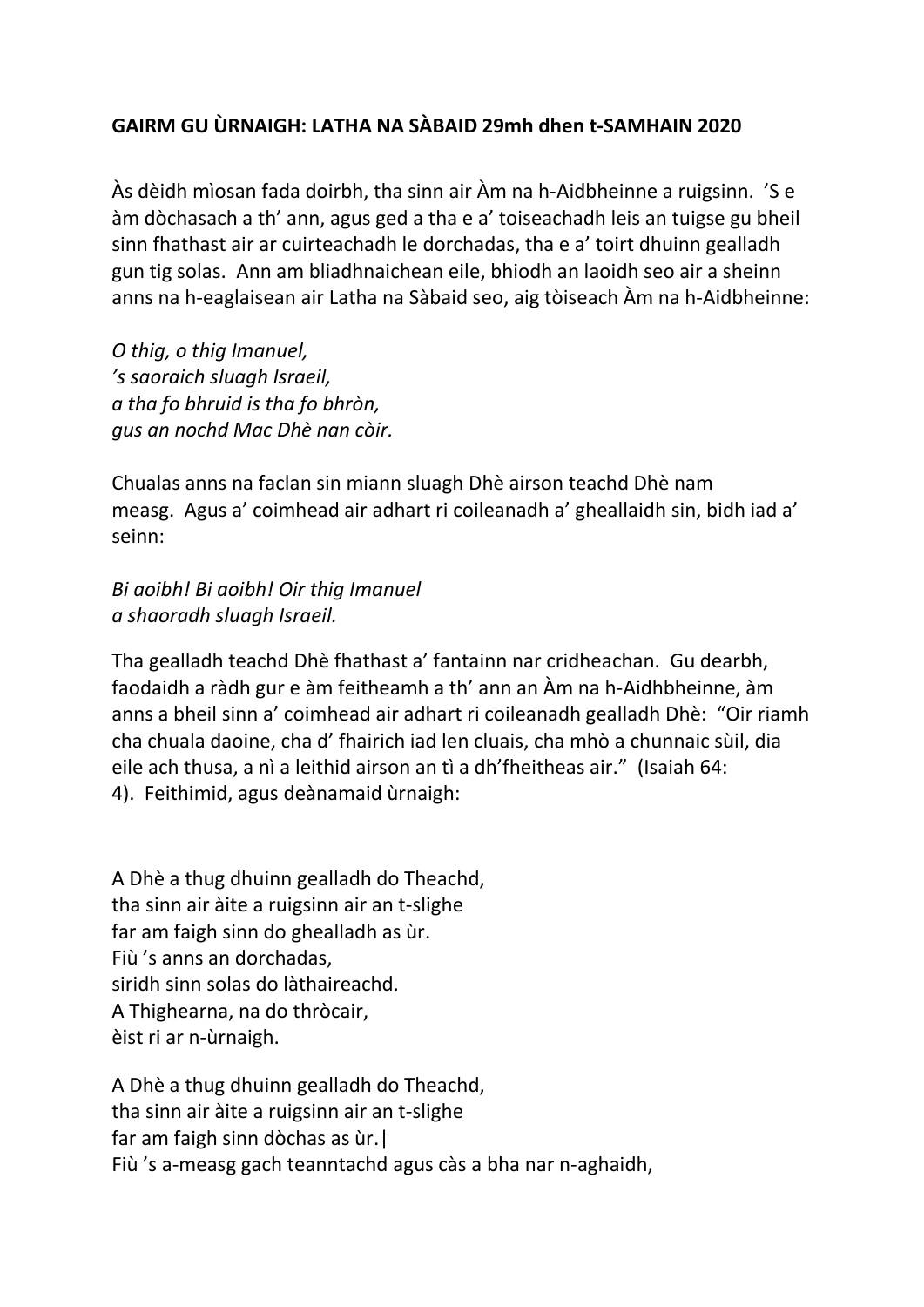**GAIRM GU ÙRNAIGH: LATHA NA SÀBAID 29mh dhen t-SAMHAIN 2020**

Às dèidh mìosan fada doirbh, tha sinn air Àm na h-Aidbheinne a ruigsinn. 'S e àm dòchasach a th' ann, agus ged a tha e a' toiseachadh leis an tuigse gu bheil sinn fhathast air ar cuirteachadh le dorchadas, tha e a' toirt dhuinn gealladh gun tig solas. Ann am bliadhnaichean eile, bhiodh an laoidh seo air a sheinn anns na h-eaglaisean air Latha na Sàbaid seo, aig tòiseach Àm na h-Aidbheinne:

*O thig, o thig Imanuel,*
*'s saoraich sluagh Israeil,*
*a tha fo bhruid is tha fo bhròn,*
*gus an nochd Mac Dhè nan còir.*

Chualas anns na faclan sin miann sluagh Dhè airson teachd Dhè nam measg. Agus a' coimhead air adhart ri coileanadh a' gheallaidh sin, bidh iad a' seinn:

*Bi aoibh! Bi aoibh! Oir thig Imanuel*
*a shaoradh sluagh Israeil.*

Tha gealladh teachd Dhè fhathast a' fantainn nar cridheachan. Gu dearbh, faodaidh a ràdh gur e àm feitheamh a th' ann an Àm na h-Aidhbheinne, àm anns a bheil sinn a' coimhead air adhart ri coileanadh gealladh Dhè: "Oir riamh cha chuala daoine, cha d' fhairich iad len cluais, cha mhò a chunnaic sùil, dia eile ach thusa, a nì a leithid airson an tì a dh'fheitheas air." (Isaiah 64: 4). Feithimid, agus deànamaid ùrnaigh:

A Dhè a thug dhuinn gealladh do Theachd,
tha sinn air àite a ruigsinn air an t-slighe
far am faigh sinn do ghealladh as ùr.
Fiù 's anns an dorchadas,
siridh sinn solas do làthaireachd.
A Thighearna, na do thròcair,
èist ri ar n-ùrnaigh.

A Dhè a thug dhuinn gealladh do Theachd,
tha sinn air àite a ruigsinn air an t-slighe
far am faigh sinn dòchas as ùr.|
Fiù 's a-measg gach teanntachd agus càs a bha nar n-aghaidh,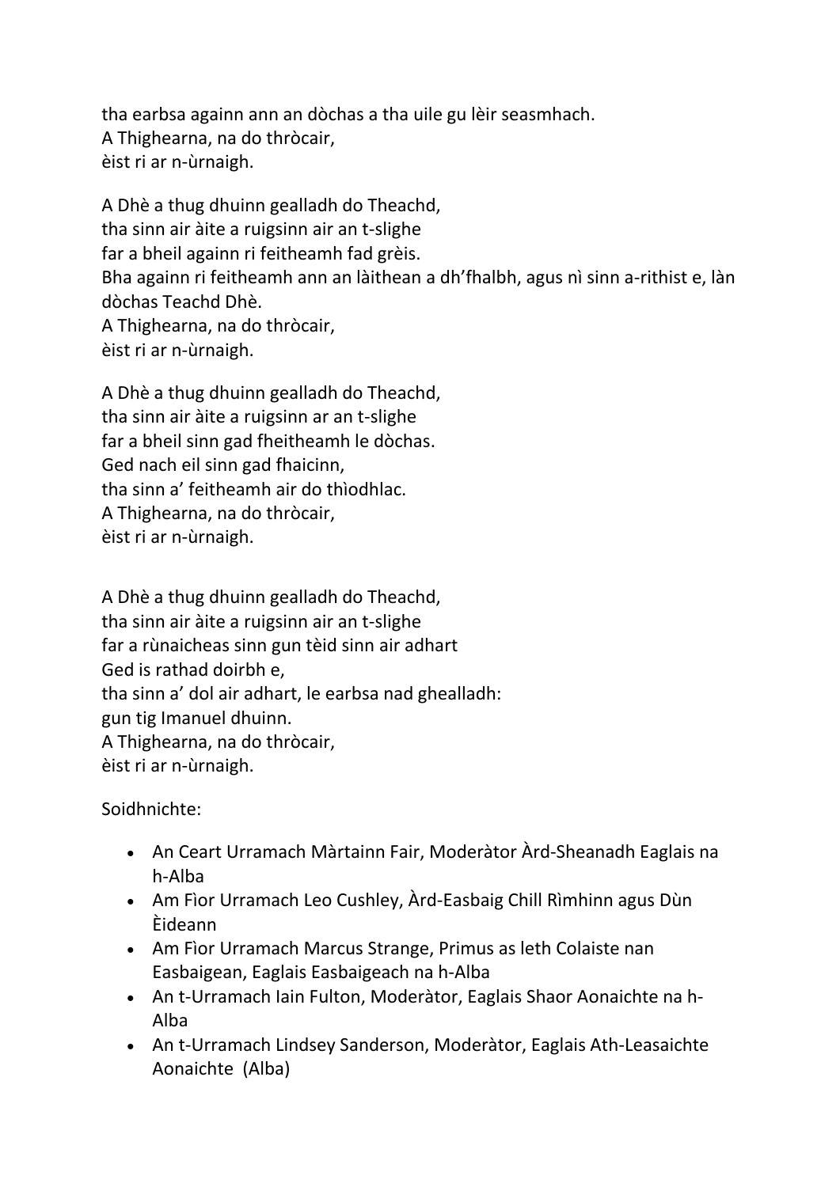tha earbsa againn ann an dòchas a tha uile gu lèir seasmhach.
A Thighearna, na do thròcair,
èist ri ar n-ùrnaigh.

A Dhè a thug dhuinn gealladh do Theachd,
tha sinn air àite a ruigsinn air an t-slighe
far a bheil againn ri feitheamh fad grèis.
Bha againn ri feitheamh ann an làithean a dh'fhalbh, agus nì sinn a-rithist e, làn dòchas Teachd Dhè.
A Thighearna, na do thròcair,
èist ri ar n-ùrnaigh.

A Dhè a thug dhuinn gealladh do Theachd,
tha sinn air àite a ruigsinn ar an t-slighe
far a bheil sinn gad fheitheamh le dòchas.
Ged nach eil sinn gad fhaicinn,
tha sinn a' feitheamh air do thìodhlac.
A Thighearna, na do thròcair,
èist ri ar n-ùrnaigh.

A Dhè a thug dhuinn gealladh do Theachd,
tha sinn air àite a ruigsinn air an t-slighe
far a rùnaicheas sinn gun tèid sinn air adhart
Ged is rathad doirbh e,
tha sinn a' dol air adhart, le earbsa nad ghealladh:
gun tig Imanuel dhuinn.
A Thighearna, na do thròcair,
èist ri ar n-ùrnaigh.

Soidhnichte:

- An Ceart Urramach Màrtainn Fair, Moderàtor Àrd-Sheanadh Eaglais na h-Alba
- Am Fìor Urramach Leo Cushley, Àrd-Easbaig Chill Rìmhinn agus Dùn Èideann
- Am Fìor Urramach Marcus Strange, Primus as leth Colaiste nan Easbaigean, Eaglais Easbaigeach na h-Alba
- An t-Urramach Iain Fulton, Moderàtor, Eaglais Shaor Aonaichte na h-Alba
- An t-Urramach Lindsey Sanderson, Moderàtor, Eaglais Ath-Leasaichte Aonaichte (Alba)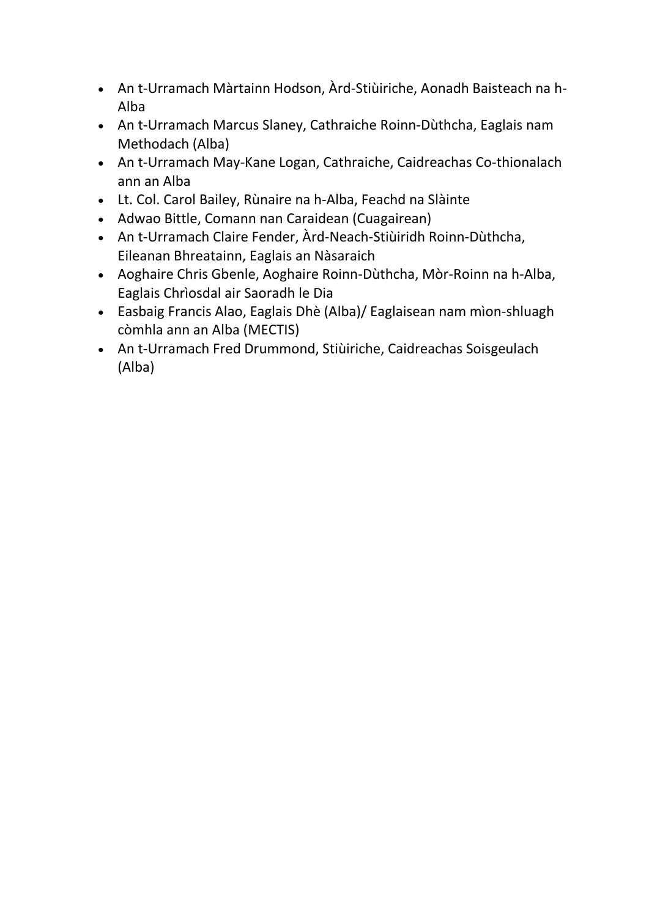- An t-Urramach Màrtainn Hodson, Àrd-Stiùiriche, Aonadh Baisteach na h-Alba
- An t-Urramach Marcus Slaney, Cathraiche Roinn-Dùthcha, Eaglais nam Methodach (Alba)
- An t-Urramach May-Kane Logan, Cathraiche, Caidreachas Co-thionalach ann an Alba
- Lt. Col. Carol Bailey, Rùnaire na h-Alba, Feachd na Slàinte
- Adwao Bittle, Comann nan Caraidean (Cuagairean)
- An t-Urramach Claire Fender, Àrd-Neach-Stiùiridh Roinn-Dùthcha, Eileanan Bhreatainn, Eaglais an Nàsaraich
- Aoghaire Chris Gbenle, Aoghaire Roinn-Dùthcha, Mòr-Roinn na h-Alba, Eaglais Chrìosdal air Saoradh le Dia
- Easbaig Francis Alao, Eaglais Dhè (Alba)/ Eaglaisean nam mìon-shluagh còmhla ann an Alba (MECTIS)
- An t-Urramach Fred Drummond, Stiùiriche, Caidreachas Soisgeulach (Alba)